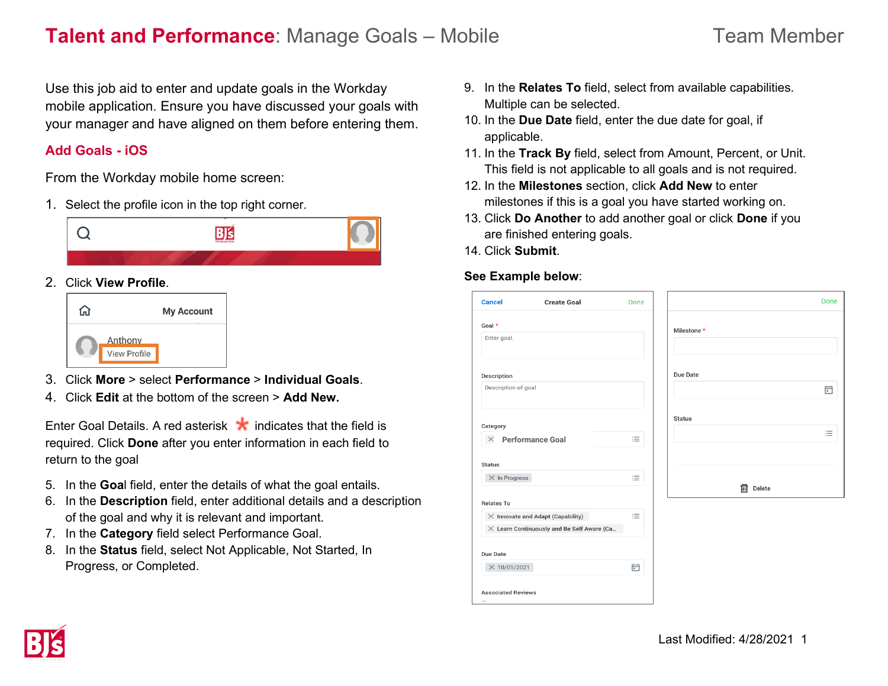# **Talent and Performance**: Manage Goals – Mobile

Team Member

Use this job aid to enter and update goals in the Workday mobile application. Ensure you have discussed your goals with your manager and have aligned on them before entering them.

## Add Goals - iOS

From the Workday mobile home screen:

1. Select the profile icon in the top right corner.
2. Click **View Profile**.
3. Click **More** > select **Performance** > **Individual Goals**.
4. Click **Edit** at the bottom of the screen > **Add New.**

Enter Goal Details. A red asterisk * indicates that the field is required. Click **Done** after you enter information in each field to return to the goal

5. In the **Goal** field, enter the details of what the goal entails.
6. In the **Description** field, enter additional details and a description of the goal and why it is relevant and important.
7. In the **Category** field select Performance Goal.
8. In the **Status** field, select Not Applicable, Not Started, In Progress, or Completed.
9. In the **Relates To** field, select from available capabilities. Multiple can be selected.
10. In the **Due Date** field, enter the due date for goal, if applicable.
11. In the **Track By** field, select from Amount, Percent, or Unit. This field is not applicable to all goals and is not required.
12. In the **Milestones** section, click **Add New** to enter milestones if this is a goal you have started working on.
13. Click **Do Another** to add another goal or click **Done** if you are finished entering goals.
14. Click **Submit**.

**See Example below**:

Last Modified: 4/28/2021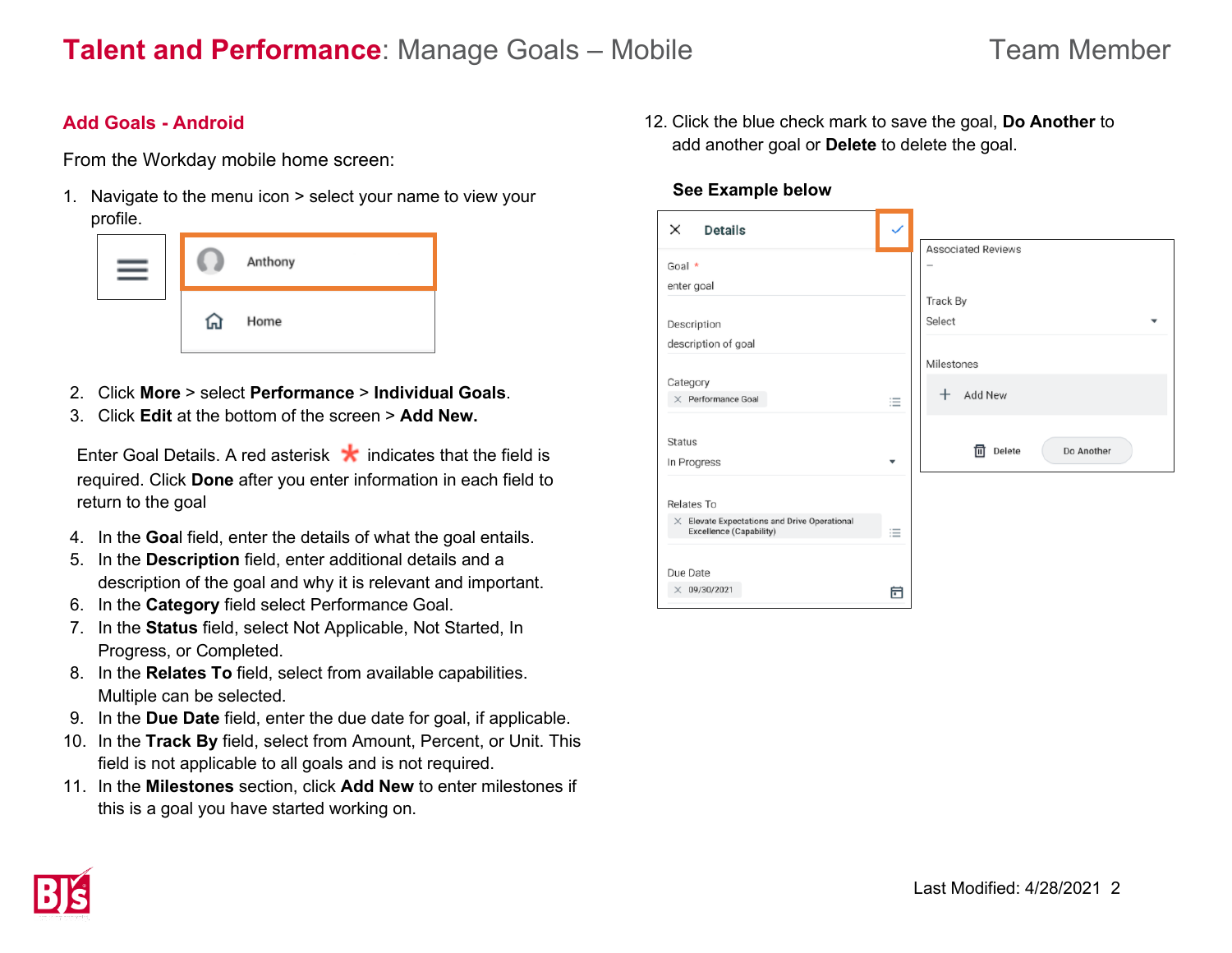## Add Goals - Android

From the Workday mobile home screen:

1. Navigate to the menu icon > select your name to view your profile.

2. Click **More** > select **Performance** > **Individual Goals**.
3. Click **Edit** at the bottom of the screen > **Add New.**

Enter Goal Details. A red asterisk * indicates that the field is required. Click **Done** after you enter information in each field to return to the goal

4. In the **Goal** field, enter the details of what the goal entails.
5. In the **Description** field, enter additional details and a description of the goal and why it is relevant and important.
6. In the **Category** field select Performance Goal.
7. In the **Status** field, select Not Applicable, Not Started, In Progress, or Completed.
8. In the **Relates To** field, select from available capabilities. Multiple can be selected.
9. In the **Due Date** field, enter the due date for goal, if applicable.
10. In the **Track By** field, select from Amount, Percent, or Unit. This field is not applicable to all goals and is not required.
11. In the **Milestones** section, click **Add New** to enter milestones if this is a goal you have started working on.
12. Click the blue check mark to save the goal, **Do Another** to add another goal or **Delete** to delete the goal.

**See Example below**

Last Modified: 4/28/2021